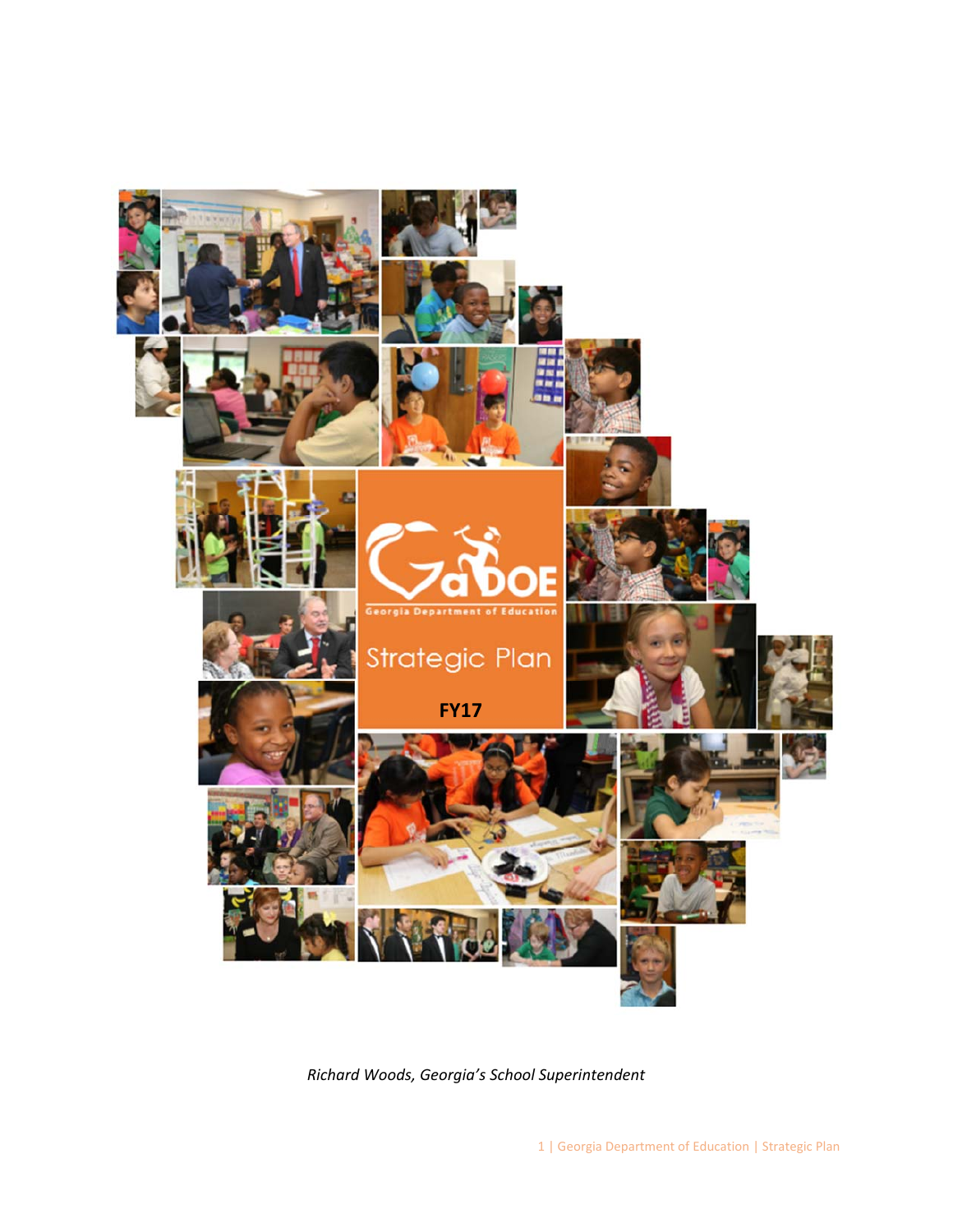Georgia Department of Education

# Strategic Plan

**FY17**

*Richard Woods, Georgia's School Superintendent*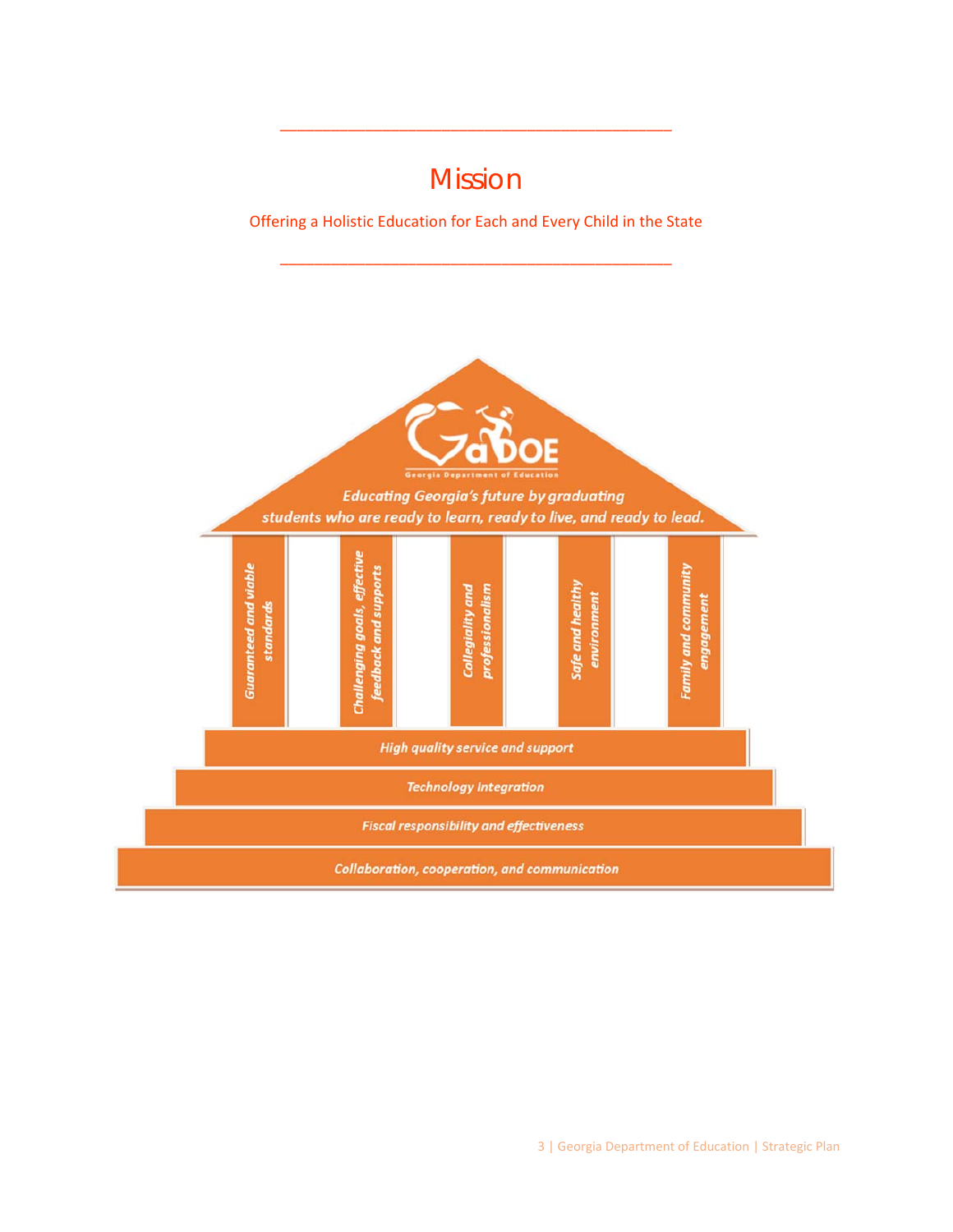# Mission

Offering a Holistic Education for Each and Every Child in the State

---

Georgia Department of Education

*Educating Georgia's future by graduating students who are ready to learn, ready to live, and ready to lead.*

- *Guaranteed and viable standards*
- *Challenging goals, effective feedback and supports*
- *Collegiality and professionalism*
- *Safe and healthy environment*
- *Family and community engagement*

*High quality service and support*

*Technology integration*

*Fiscal responsibility and effectiveness*

*Collaboration, cooperation, and communication*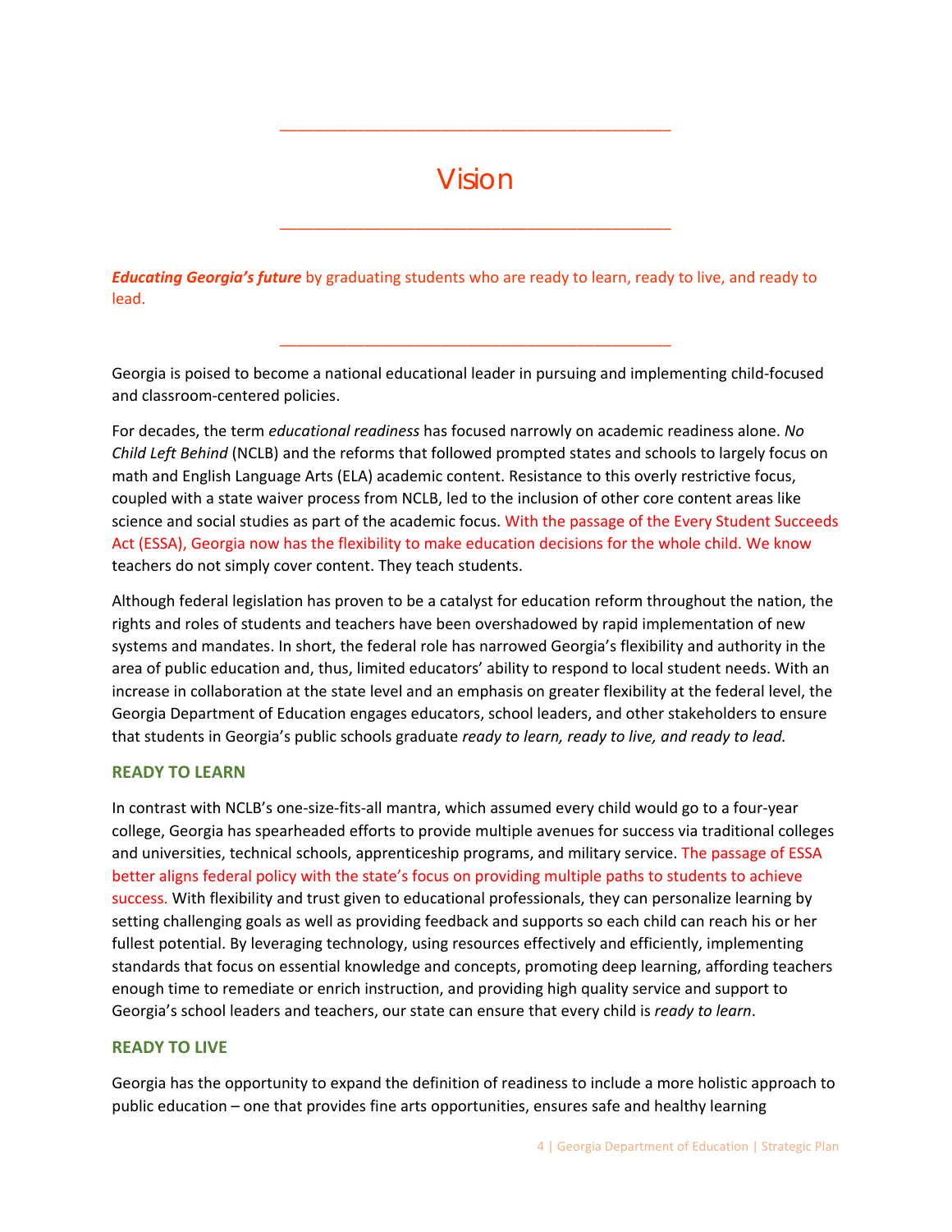# Vision

***Educating Georgia's future*** by graduating students who are ready to learn, ready to live, and ready to lead.

---

Georgia is poised to become a national educational leader in pursuing and implementing child-focused and classroom-centered policies.

For decades, the term *educational readiness* has focused narrowly on academic readiness alone. *No Child Left Behind* (NCLB) and the reforms that followed prompted states and schools to largely focus on math and English Language Arts (ELA) academic content. Resistance to this overly restrictive focus, coupled with a state waiver process from NCLB, led to the inclusion of other core content areas like science and social studies as part of the academic focus. With the passage of the Every Student Succeeds Act (ESSA), Georgia now has the flexibility to make education decisions for the whole child. We know teachers do not simply cover content. They teach students.

Although federal legislation has proven to be a catalyst for education reform throughout the nation, the rights and roles of students and teachers have been overshadowed by rapid implementation of new systems and mandates. In short, the federal role has narrowed Georgia's flexibility and authority in the area of public education and, thus, limited educators' ability to respond to local student needs. With an increase in collaboration at the state level and an emphasis on greater flexibility at the federal level, the Georgia Department of Education engages educators, school leaders, and other stakeholders to ensure that students in Georgia's public schools graduate *ready to learn, ready to live, and ready to lead.*

## READY TO LEARN

In contrast with NCLB's one-size-fits-all mantra, which assumed every child would go to a four-year college, Georgia has spearheaded efforts to provide multiple avenues for success via traditional colleges and universities, technical schools, apprenticeship programs, and military service. The passage of ESSA better aligns federal policy with the state's focus on providing multiple paths to students to achieve success. With flexibility and trust given to educational professionals, they can personalize learning by setting challenging goals as well as providing feedback and supports so each child can reach his or her fullest potential. By leveraging technology, using resources effectively and efficiently, implementing standards that focus on essential knowledge and concepts, promoting deep learning, affording teachers enough time to remediate or enrich instruction, and providing high quality service and support to Georgia's school leaders and teachers, our state can ensure that every child is *ready to learn*.

## READY TO LIVE

Georgia has the opportunity to expand the definition of readiness to include a more holistic approach to public education – one that provides fine arts opportunities, ensures safe and healthy learning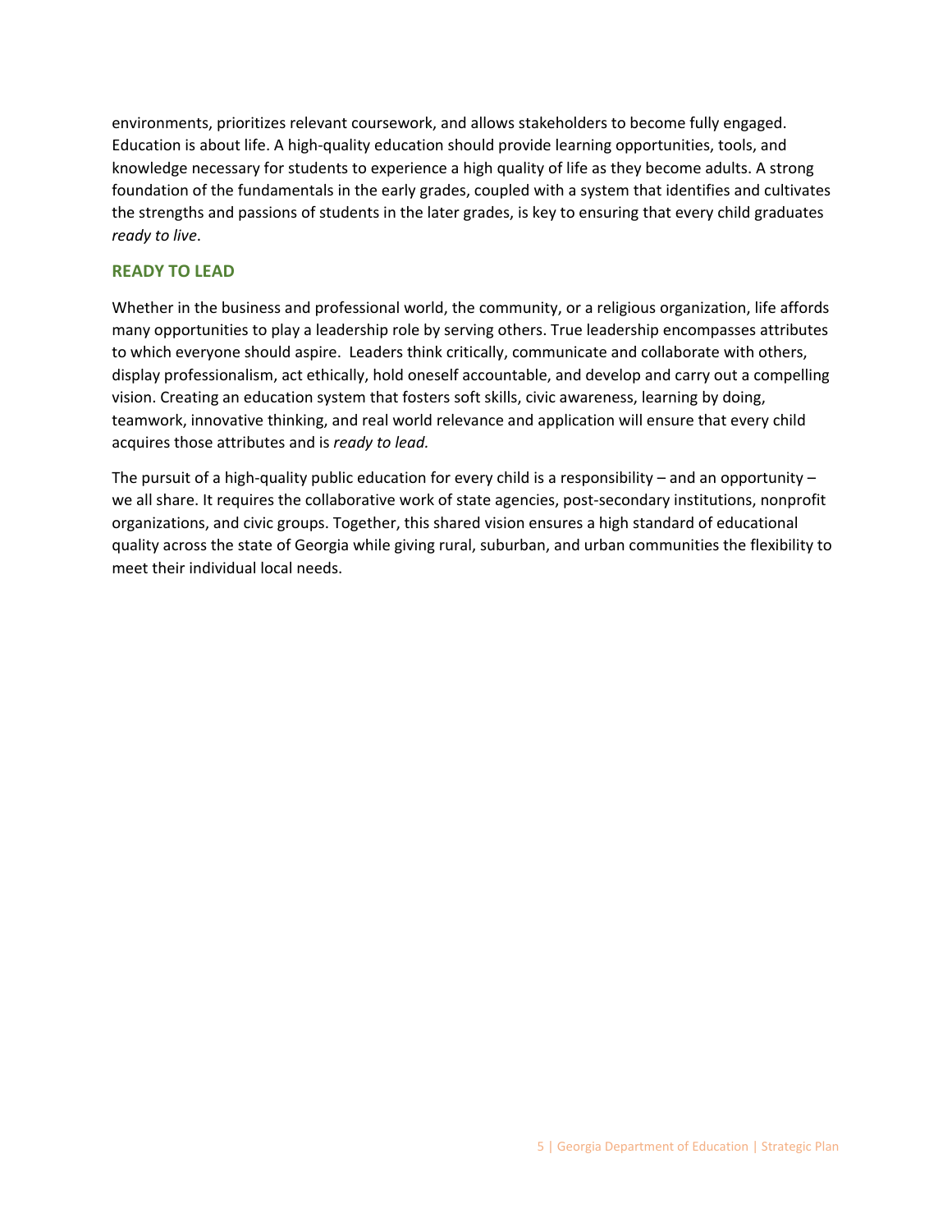environments, prioritizes relevant coursework, and allows stakeholders to become fully engaged. Education is about life. A high-quality education should provide learning opportunities, tools, and knowledge necessary for students to experience a high quality of life as they become adults. A strong foundation of the fundamentals in the early grades, coupled with a system that identifies and cultivates the strengths and passions of students in the later grades, is key to ensuring that every child graduates *ready to live*.

### READY TO LEAD

Whether in the business and professional world, the community, or a religious organization, life affords many opportunities to play a leadership role by serving others. True leadership encompasses attributes to which everyone should aspire. Leaders think critically, communicate and collaborate with others, display professionalism, act ethically, hold oneself accountable, and develop and carry out a compelling vision. Creating an education system that fosters soft skills, civic awareness, learning by doing, teamwork, innovative thinking, and real world relevance and application will ensure that every child acquires those attributes and is *ready to lead.*

The pursuit of a high-quality public education for every child is a responsibility – and an opportunity – we all share. It requires the collaborative work of state agencies, post-secondary institutions, nonprofit organizations, and civic groups. Together, this shared vision ensures a high standard of educational quality across the state of Georgia while giving rural, suburban, and urban communities the flexibility to meet their individual local needs.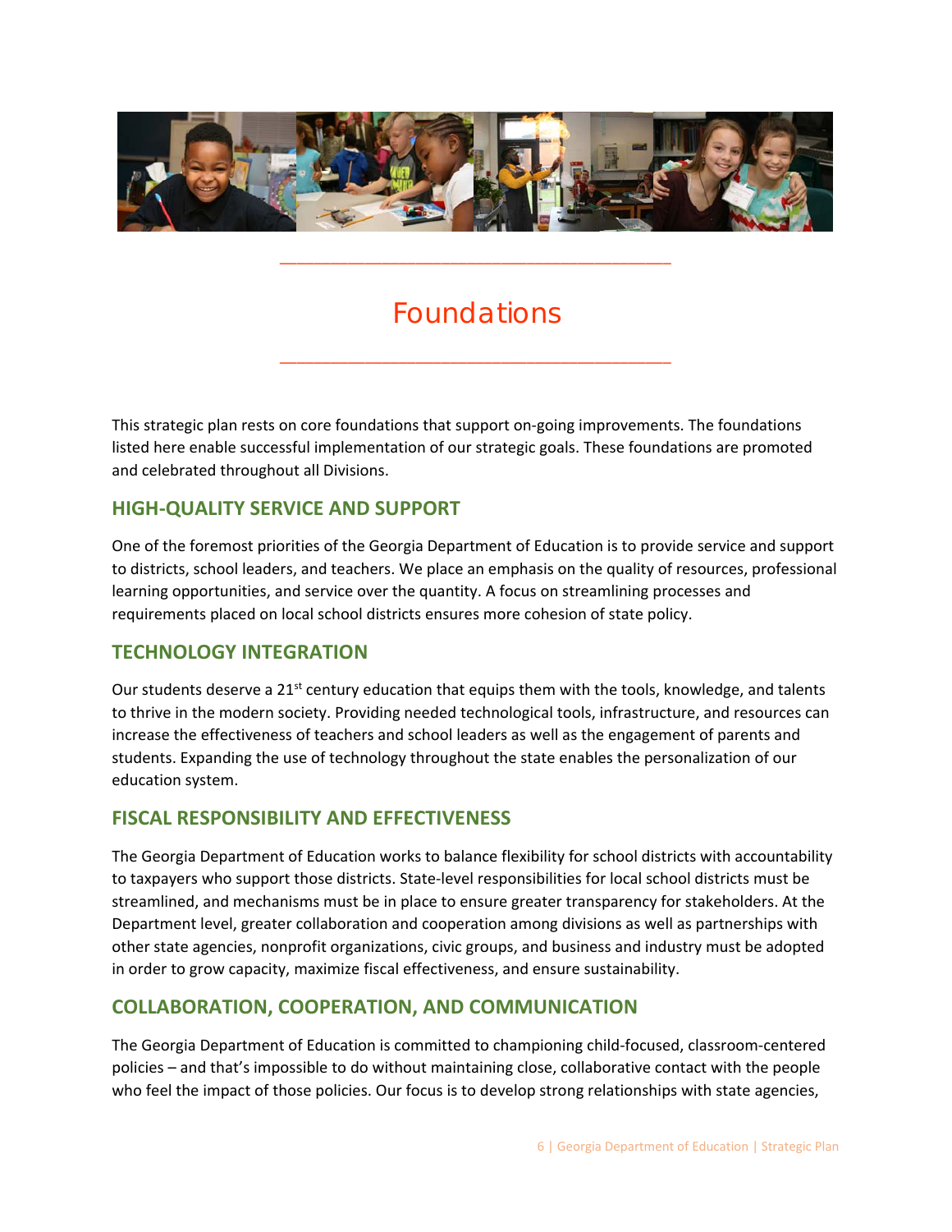# Foundations

This strategic plan rests on core foundations that support on-going improvements. The foundations listed here enable successful implementation of our strategic goals. These foundations are promoted and celebrated throughout all Divisions.

## HIGH-QUALITY SERVICE AND SUPPORT

One of the foremost priorities of the Georgia Department of Education is to provide service and support to districts, school leaders, and teachers. We place an emphasis on the quality of resources, professional learning opportunities, and service over the quantity. A focus on streamlining processes and requirements placed on local school districts ensures more cohesion of state policy.

## TECHNOLOGY INTEGRATION

Our students deserve a 21st century education that equips them with the tools, knowledge, and talents to thrive in the modern society. Providing needed technological tools, infrastructure, and resources can increase the effectiveness of teachers and school leaders as well as the engagement of parents and students. Expanding the use of technology throughout the state enables the personalization of our education system.

## FISCAL RESPONSIBILITY AND EFFECTIVENESS

The Georgia Department of Education works to balance flexibility for school districts with accountability to taxpayers who support those districts. State-level responsibilities for local school districts must be streamlined, and mechanisms must be in place to ensure greater transparency for stakeholders. At the Department level, greater collaboration and cooperation among divisions as well as partnerships with other state agencies, nonprofit organizations, civic groups, and business and industry must be adopted in order to grow capacity, maximize fiscal effectiveness, and ensure sustainability.

## COLLABORATION, COOPERATION, AND COMMUNICATION

The Georgia Department of Education is committed to championing child-focused, classroom-centered policies – and that's impossible to do without maintaining close, collaborative contact with the people who feel the impact of those policies. Our focus is to develop strong relationships with state agencies,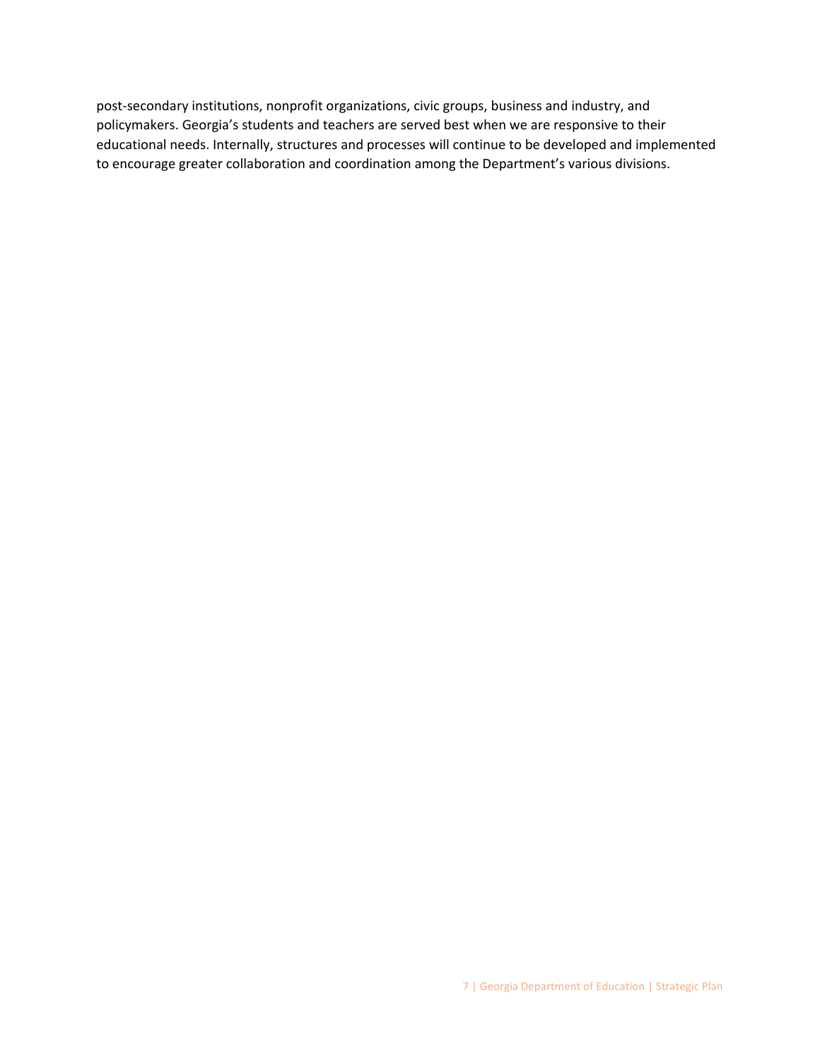post-secondary institutions, nonprofit organizations, civic groups, business and industry, and policymakers. Georgia's students and teachers are served best when we are responsive to their educational needs. Internally, structures and processes will continue to be developed and implemented to encourage greater collaboration and coordination among the Department's various divisions.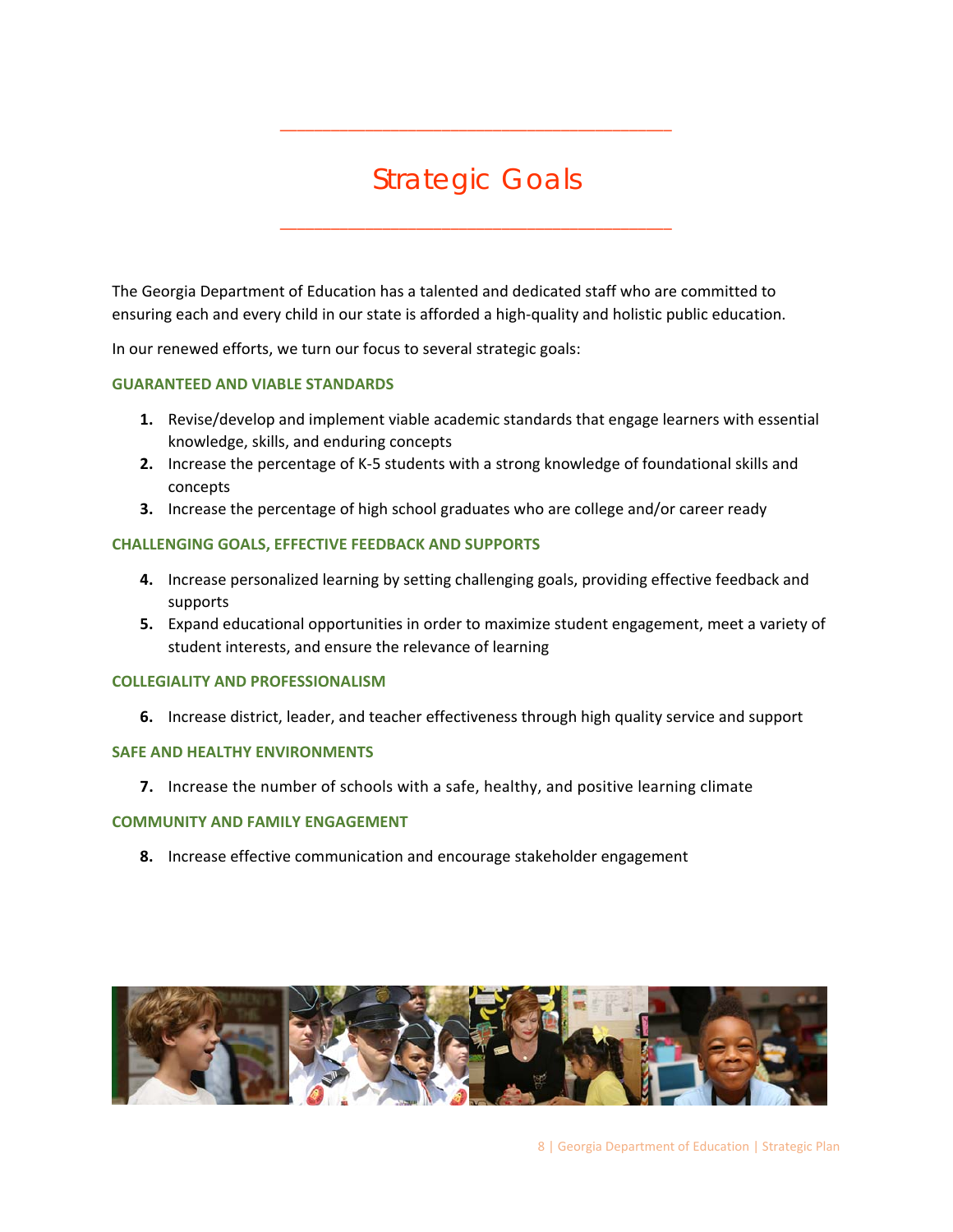# Strategic Goals

The Georgia Department of Education has a talented and dedicated staff who are committed to ensuring each and every child in our state is afforded a high-quality and holistic public education.

In our renewed efforts, we turn our focus to several strategic goals:

### GUARANTEED AND VIABLE STANDARDS

1. Revise/develop and implement viable academic standards that engage learners with essential knowledge, skills, and enduring concepts
2. Increase the percentage of K-5 students with a strong knowledge of foundational skills and concepts
3. Increase the percentage of high school graduates who are college and/or career ready

### CHALLENGING GOALS, EFFECTIVE FEEDBACK AND SUPPORTS

4. Increase personalized learning by setting challenging goals, providing effective feedback and supports
5. Expand educational opportunities in order to maximize student engagement, meet a variety of student interests, and ensure the relevance of learning

### COLLEGIALITY AND PROFESSIONALISM

6. Increase district, leader, and teacher effectiveness through high quality service and support

### SAFE AND HEALTHY ENVIRONMENTS

7. Increase the number of schools with a safe, healthy, and positive learning climate

### COMMUNITY AND FAMILY ENGAGEMENT

8. Increase effective communication and encourage stakeholder engagement